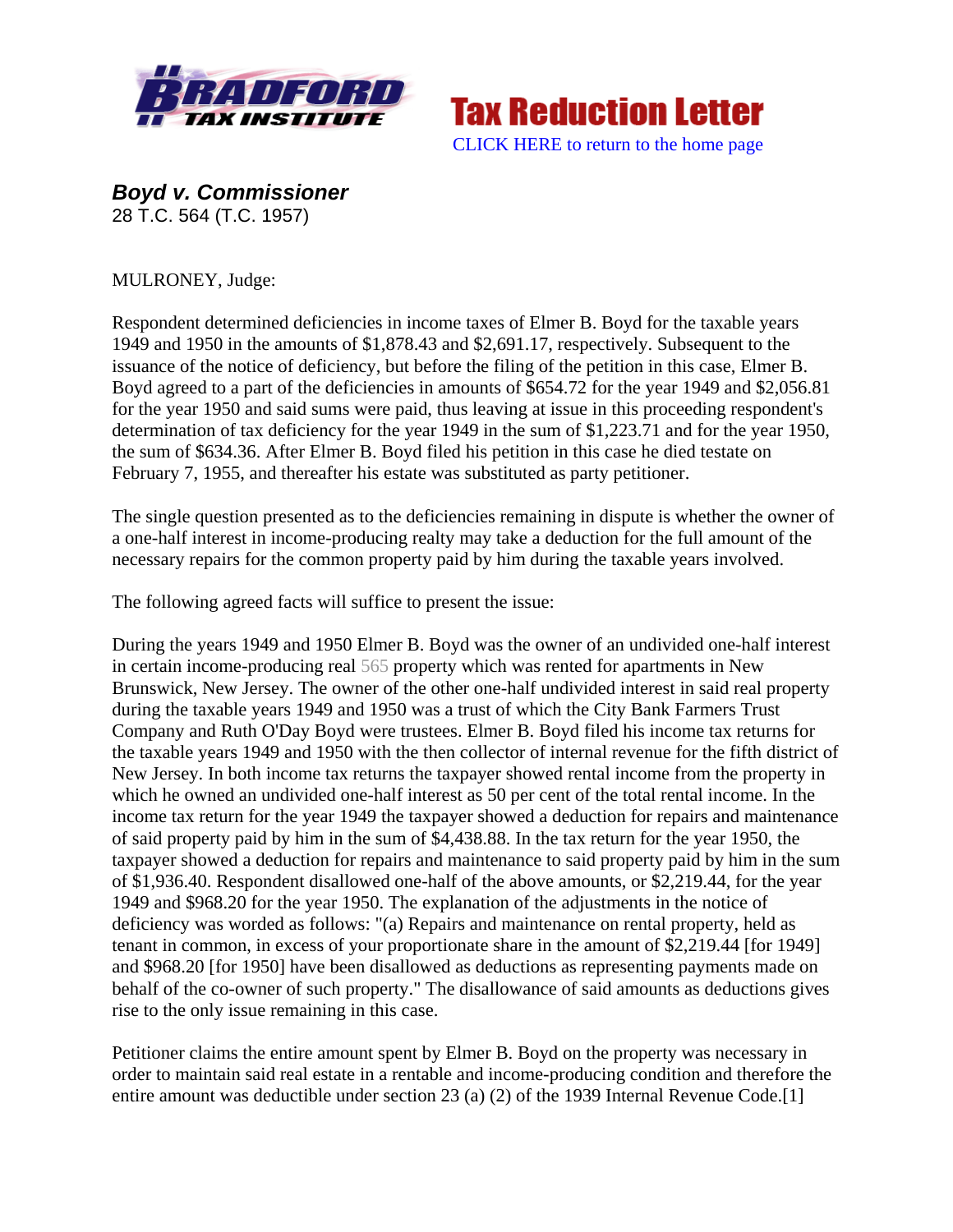Tax Reduction Letter

CLICK HERE to return to the home page

***Boyd v. Commissioner***
28 T.C. 564 (T.C. 1957)

MULRONEY, Judge:

Respondent determined deficiencies in income taxes of Elmer B. Boyd for the taxable years 1949 and 1950 in the amounts of $1,878.43 and $2,691.17, respectively. Subsequent to the issuance of the notice of deficiency, but before the filing of the petition in this case, Elmer B. Boyd agreed to a part of the deficiencies in amounts of $654.72 for the year 1949 and $2,056.81 for the year 1950 and said sums were paid, thus leaving at issue in this proceeding respondent's determination of tax deficiency for the year 1949 in the sum of $1,223.71 and for the year 1950, the sum of $634.36. After Elmer B. Boyd filed his petition in this case he died testate on February 7, 1955, and thereafter his estate was substituted as party petitioner.

The single question presented as to the deficiencies remaining in dispute is whether the owner of a one-half interest in income-producing realty may take a deduction for the full amount of the necessary repairs for the common property paid by him during the taxable years involved.

The following agreed facts will suffice to present the issue:

During the years 1949 and 1950 Elmer B. Boyd was the owner of an undivided one-half interest in certain income-producing real 565 property which was rented for apartments in New Brunswick, New Jersey. The owner of the other one-half undivided interest in said real property during the taxable years 1949 and 1950 was a trust of which the City Bank Farmers Trust Company and Ruth O'Day Boyd were trustees. Elmer B. Boyd filed his income tax returns for the taxable years 1949 and 1950 with the then collector of internal revenue for the fifth district of New Jersey. In both income tax returns the taxpayer showed rental income from the property in which he owned an undivided one-half interest as 50 per cent of the total rental income. In the income tax return for the year 1949 the taxpayer showed a deduction for repairs and maintenance of said property paid by him in the sum of $4,438.88. In the tax return for the year 1950, the taxpayer showed a deduction for repairs and maintenance to said property paid by him in the sum of $1,936.40. Respondent disallowed one-half of the above amounts, or $2,219.44, for the year 1949 and $968.20 for the year 1950. The explanation of the adjustments in the notice of deficiency was worded as follows: "(a) Repairs and maintenance on rental property, held as tenant in common, in excess of your proportionate share in the amount of $2,219.44 [for 1949] and $968.20 [for 1950] have been disallowed as deductions as representing payments made on behalf of the co-owner of such property." The disallowance of said amounts as deductions gives rise to the only issue remaining in this case.

Petitioner claims the entire amount spent by Elmer B. Boyd on the property was necessary in order to maintain said real estate in a rentable and income-producing condition and therefore the entire amount was deductible under section 23 (a) (2) of the 1939 Internal Revenue Code.[1]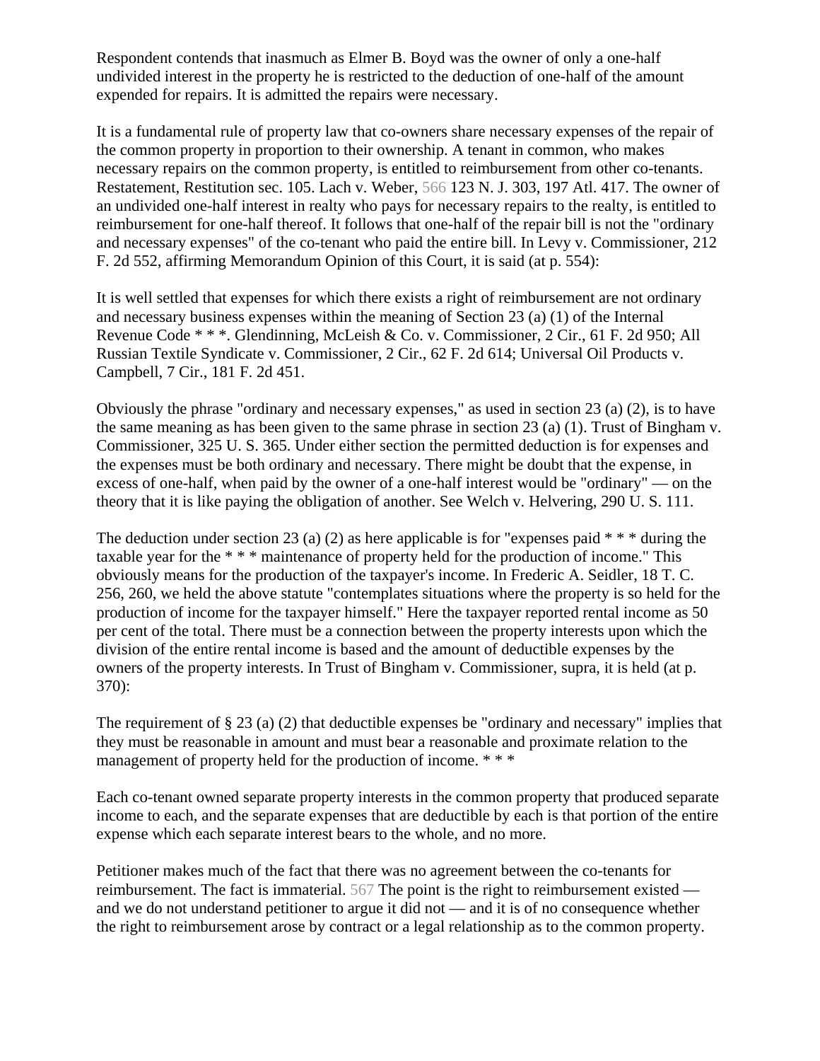Respondent contends that inasmuch as Elmer B. Boyd was the owner of only a one-half undivided interest in the property he is restricted to the deduction of one-half of the amount expended for repairs. It is admitted the repairs were necessary.

It is a fundamental rule of property law that co-owners share necessary expenses of the repair of the common property in proportion to their ownership. A tenant in common, who makes necessary repairs on the common property, is entitled to reimbursement from other co-tenants. Restatement, Restitution sec. 105. Lach v. Weber, 566 123 N. J. 303, 197 Atl. 417. The owner of an undivided one-half interest in realty who pays for necessary repairs to the realty, is entitled to reimbursement for one-half thereof. It follows that one-half of the repair bill is not the "ordinary and necessary expenses" of the co-tenant who paid the entire bill. In Levy v. Commissioner, 212 F. 2d 552, affirming Memorandum Opinion of this Court, it is said (at p. 554):

It is well settled that expenses for which there exists a right of reimbursement are not ordinary and necessary business expenses within the meaning of Section 23 (a) (1) of the Internal Revenue Code * * *. Glendinning, McLeish & Co. v. Commissioner, 2 Cir., 61 F. 2d 950; All Russian Textile Syndicate v. Commissioner, 2 Cir., 62 F. 2d 614; Universal Oil Products v. Campbell, 7 Cir., 181 F. 2d 451.

Obviously the phrase "ordinary and necessary expenses," as used in section 23 (a) (2), is to have the same meaning as has been given to the same phrase in section 23 (a) (1). Trust of Bingham v. Commissioner, 325 U. S. 365. Under either section the permitted deduction is for expenses and the expenses must be both ordinary and necessary. There might be doubt that the expense, in excess of one-half, when paid by the owner of a one-half interest would be "ordinary" — on the theory that it is like paying the obligation of another. See Welch v. Helvering, 290 U. S. 111.

The deduction under section 23 (a) (2) as here applicable is for "expenses paid * * * during the taxable year for the * * * maintenance of property held for the production of income." This obviously means for the production of the taxpayer's income. In Frederic A. Seidler, 18 T. C. 256, 260, we held the above statute "contemplates situations where the property is so held for the production of income for the taxpayer himself." Here the taxpayer reported rental income as 50 per cent of the total. There must be a connection between the property interests upon which the division of the entire rental income is based and the amount of deductible expenses by the owners of the property interests. In Trust of Bingham v. Commissioner, supra, it is held (at p. 370):

The requirement of § 23 (a) (2) that deductible expenses be "ordinary and necessary" implies that they must be reasonable in amount and must bear a reasonable and proximate relation to the management of property held for the production of income. * * *

Each co-tenant owned separate property interests in the common property that produced separate income to each, and the separate expenses that are deductible by each is that portion of the entire expense which each separate interest bears to the whole, and no more.

Petitioner makes much of the fact that there was no agreement between the co-tenants for reimbursement. The fact is immaterial. 567 The point is the right to reimbursement existed — and we do not understand petitioner to argue it did not — and it is of no consequence whether the right to reimbursement arose by contract or a legal relationship as to the common property.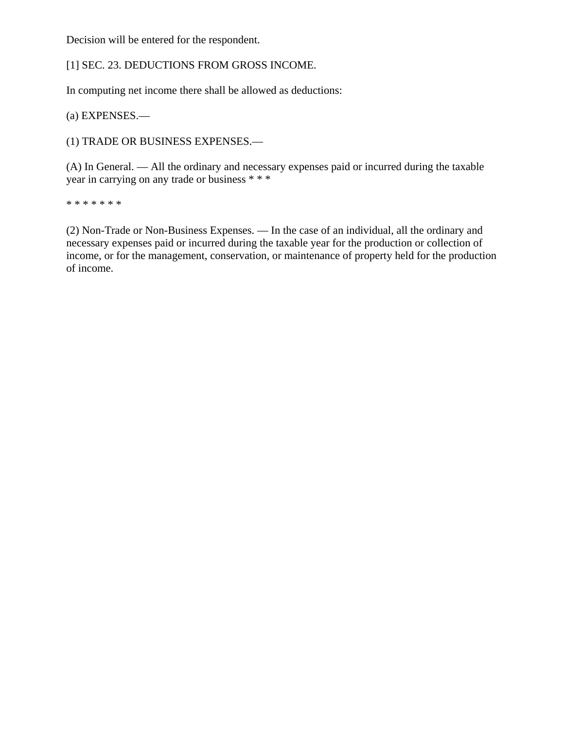Decision will be entered for the respondent.

[1] SEC. 23. DEDUCTIONS FROM GROSS INCOME.

In computing net income there shall be allowed as deductions:

(a) EXPENSES.—

(1) TRADE OR BUSINESS EXPENSES.—

(A) In General. — All the ordinary and necessary expenses paid or incurred during the taxable year in carrying on any trade or business * * *

* * * * * * *

(2) Non-Trade or Non-Business Expenses. — In the case of an individual, all the ordinary and necessary expenses paid or incurred during the taxable year for the production or collection of income, or for the management, conservation, or maintenance of property held for the production of income.